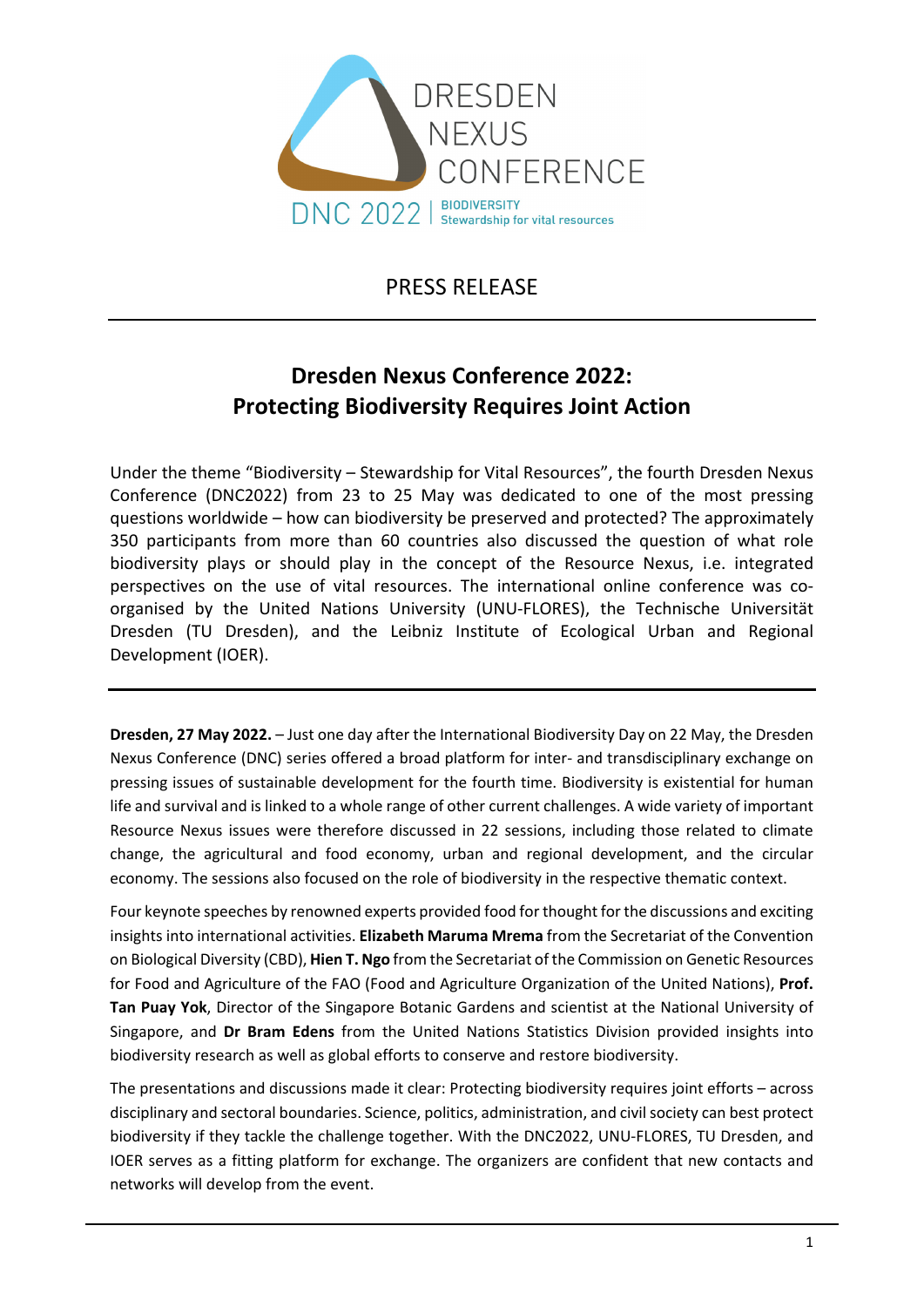DRESDEN NEXUS CONFERENCE

DNC 2022 | BIODIVERSITY Stewardship for vital resources

PRESS RELEASE

# Dresden Nexus Conference 2022: Protecting Biodiversity Requires Joint Action

Under the theme "Biodiversity – Stewardship for Vital Resources", the fourth Dresden Nexus Conference (DNC2022) from 23 to 25 May was dedicated to one of the most pressing questions worldwide – how can biodiversity be preserved and protected? The approximately 350 participants from more than 60 countries also discussed the question of what role biodiversity plays or should play in the concept of the Resource Nexus, i.e. integrated perspectives on the use of vital resources. The international online conference was co-organised by the United Nations University (UNU-FLORES), the Technische Universität Dresden (TU Dresden), and the Leibniz Institute of Ecological Urban and Regional Development (IOER).

**Dresden, 27 May 2022.** – Just one day after the International Biodiversity Day on 22 May, the Dresden Nexus Conference (DNC) series offered a broad platform for inter- and transdisciplinary exchange on pressing issues of sustainable development for the fourth time. Biodiversity is existential for human life and survival and is linked to a whole range of other current challenges. A wide variety of important Resource Nexus issues were therefore discussed in 22 sessions, including those related to climate change, the agricultural and food economy, urban and regional development, and the circular economy. The sessions also focused on the role of biodiversity in the respective thematic context.

Four keynote speeches by renowned experts provided food for thought for the discussions and exciting insights into international activities. **Elizabeth Maruma Mrema** from the Secretariat of the Convention on Biological Diversity (CBD), **Hien T. Ngo** from the Secretariat of the Commission on Genetic Resources for Food and Agriculture of the FAO (Food and Agriculture Organization of the United Nations), **Prof. Tan Puay Yok**, Director of the Singapore Botanic Gardens and scientist at the National University of Singapore, and **Dr Bram Edens** from the United Nations Statistics Division provided insights into biodiversity research as well as global efforts to conserve and restore biodiversity.

The presentations and discussions made it clear: Protecting biodiversity requires joint efforts – across disciplinary and sectoral boundaries. Science, politics, administration, and civil society can best protect biodiversity if they tackle the challenge together. With the DNC2022, UNU-FLORES, TU Dresden, and IOER serves as a fitting platform for exchange. The organizers are confident that new contacts and networks will develop from the event.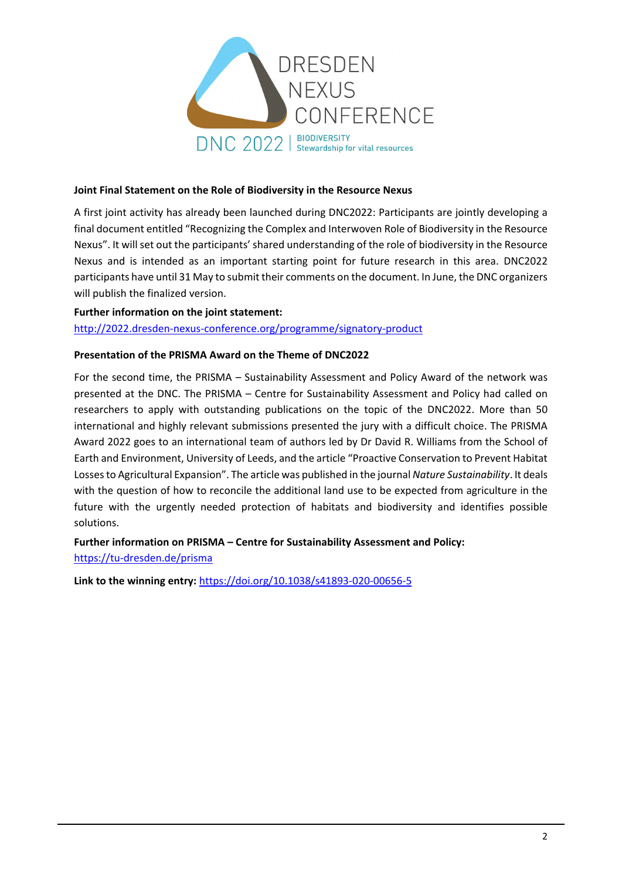DRESDEN NEXUS CONFERENCE

DNC 2022 | BIODIVERSITY Stewardship for vital resources

**Joint Final Statement on the Role of Biodiversity in the Resource Nexus**

A first joint activity has already been launched during DNC2022: Participants are jointly developing a final document entitled "Recognizing the Complex and Interwoven Role of Biodiversity in the Resource Nexus". It will set out the participants' shared understanding of the role of biodiversity in the Resource Nexus and is intended as an important starting point for future research in this area. DNC2022 participants have until 31 May to submit their comments on the document. In June, the DNC organizers will publish the finalized version.

**Further information on the joint statement:**
http://2022.dresden-nexus-conference.org/programme/signatory-product

**Presentation of the PRISMA Award on the Theme of DNC2022**

For the second time, the PRISMA – Sustainability Assessment and Policy Award of the network was presented at the DNC. The PRISMA – Centre for Sustainability Assessment and Policy had called on researchers to apply with outstanding publications on the topic of the DNC2022. More than 50 international and highly relevant submissions presented the jury with a difficult choice. The PRISMA Award 2022 goes to an international team of authors led by Dr David R. Williams from the School of Earth and Environment, University of Leeds, and the article "Proactive Conservation to Prevent Habitat Losses to Agricultural Expansion". The article was published in the journal *Nature Sustainability*. It deals with the question of how to reconcile the additional land use to be expected from agriculture in the future with the urgently needed protection of habitats and biodiversity and identifies possible solutions.

**Further information on PRISMA – Centre for Sustainability Assessment and Policy:**
https://tu-dresden.de/prisma

**Link to the winning entry:** https://doi.org/10.1038/s41893-020-00656-5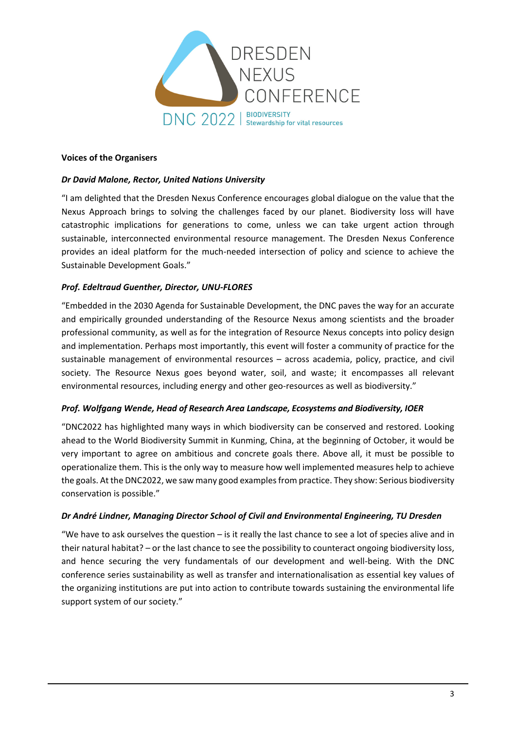## Voices of the Organisers

### *Dr David Malone, Rector, United Nations University*

"I am delighted that the Dresden Nexus Conference encourages global dialogue on the value that the Nexus Approach brings to solving the challenges faced by our planet. Biodiversity loss will have catastrophic implications for generations to come, unless we can take urgent action through sustainable, interconnected environmental resource management. The Dresden Nexus Conference provides an ideal platform for the much-needed intersection of policy and science to achieve the Sustainable Development Goals."

### *Prof. Edeltraud Guenther, Director, UNU-FLORES*

"Embedded in the 2030 Agenda for Sustainable Development, the DNC paves the way for an accurate and empirically grounded understanding of the Resource Nexus among scientists and the broader professional community, as well as for the integration of Resource Nexus concepts into policy design and implementation. Perhaps most importantly, this event will foster a community of practice for the sustainable management of environmental resources – across academia, policy, practice, and civil society. The Resource Nexus goes beyond water, soil, and waste; it encompasses all relevant environmental resources, including energy and other geo-resources as well as biodiversity."

### *Prof. Wolfgang Wende, Head of Research Area Landscape, Ecosystems and Biodiversity, IOER*

"DNC2022 has highlighted many ways in which biodiversity can be conserved and restored. Looking ahead to the World Biodiversity Summit in Kunming, China, at the beginning of October, it would be very important to agree on ambitious and concrete goals there. Above all, it must be possible to operationalize them. This is the only way to measure how well implemented measures help to achieve the goals. At the DNC2022, we saw many good examples from practice. They show: Serious biodiversity conservation is possible."

### *Dr André Lindner, Managing Director School of Civil and Environmental Engineering, TU Dresden*

"We have to ask ourselves the question – is it really the last chance to see a lot of species alive and in their natural habitat? – or the last chance to see the possibility to counteract ongoing biodiversity loss, and hence securing the very fundamentals of our development and well-being. With the DNC conference series sustainability as well as transfer and internationalisation as essential key values of the organizing institutions are put into action to contribute towards sustaining the environmental life support system of our society."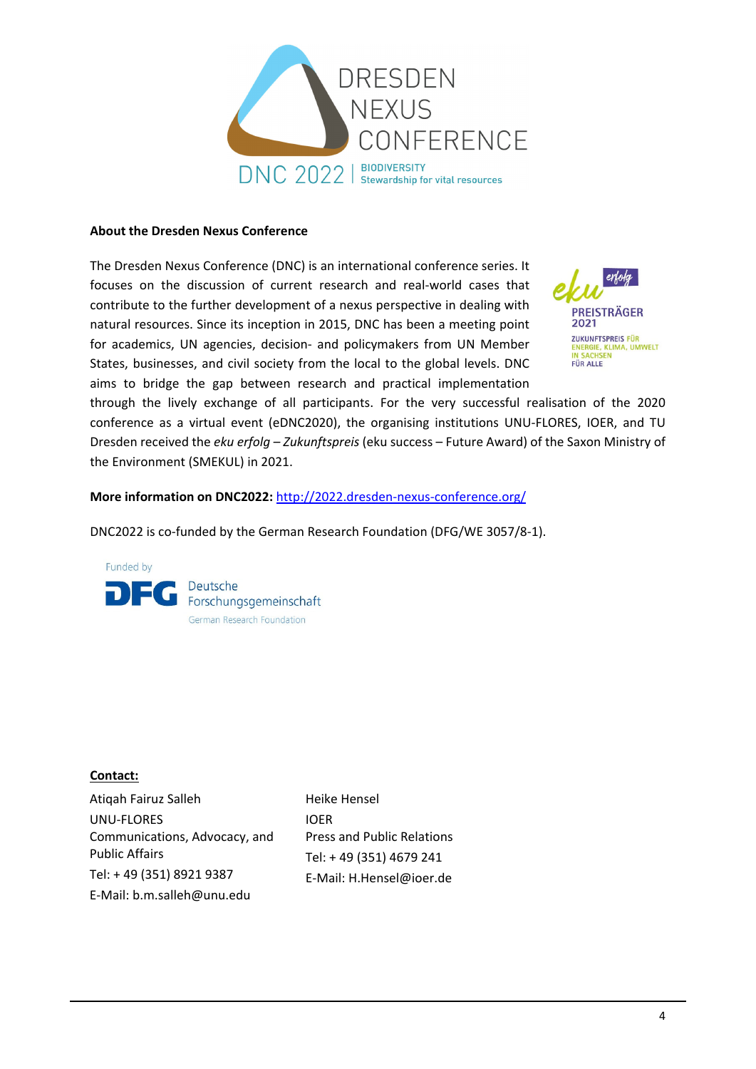**About the Dresden Nexus Conference**

The Dresden Nexus Conference (DNC) is an international conference series. It focuses on the discussion of current research and real-world cases that contribute to the further development of a nexus perspective in dealing with natural resources. Since its inception in 2015, DNC has been a meeting point for academics, UN agencies, decision- and policymakers from UN Member States, businesses, and civil society from the local to the global levels. DNC aims to bridge the gap between research and practical implementation through the lively exchange of all participants. For the very successful realisation of the 2020 conference as a virtual event (eDNC2020), the organising institutions UNU-FLORES, IOER, and TU Dresden received the *eku erfolg – Zukunftspreis* (eku success – Future Award) of the Saxon Ministry of the Environment (SMEKUL) in 2021.

**More information on DNC2022:** http://2022.dresden-nexus-conference.org/

DNC2022 is co-funded by the German Research Foundation (DFG/WE 3057/8-1).

**Contact:**

Atiqah Fairuz Salleh
UNU-FLORES
Communications, Advocacy, and Public Affairs
Tel: + 49 (351) 8921 9387
E-Mail: b.m.salleh@unu.edu

Heike Hensel
IOER
Press and Public Relations
Tel: + 49 (351) 4679 241
E-Mail: H.Hensel@ioer.de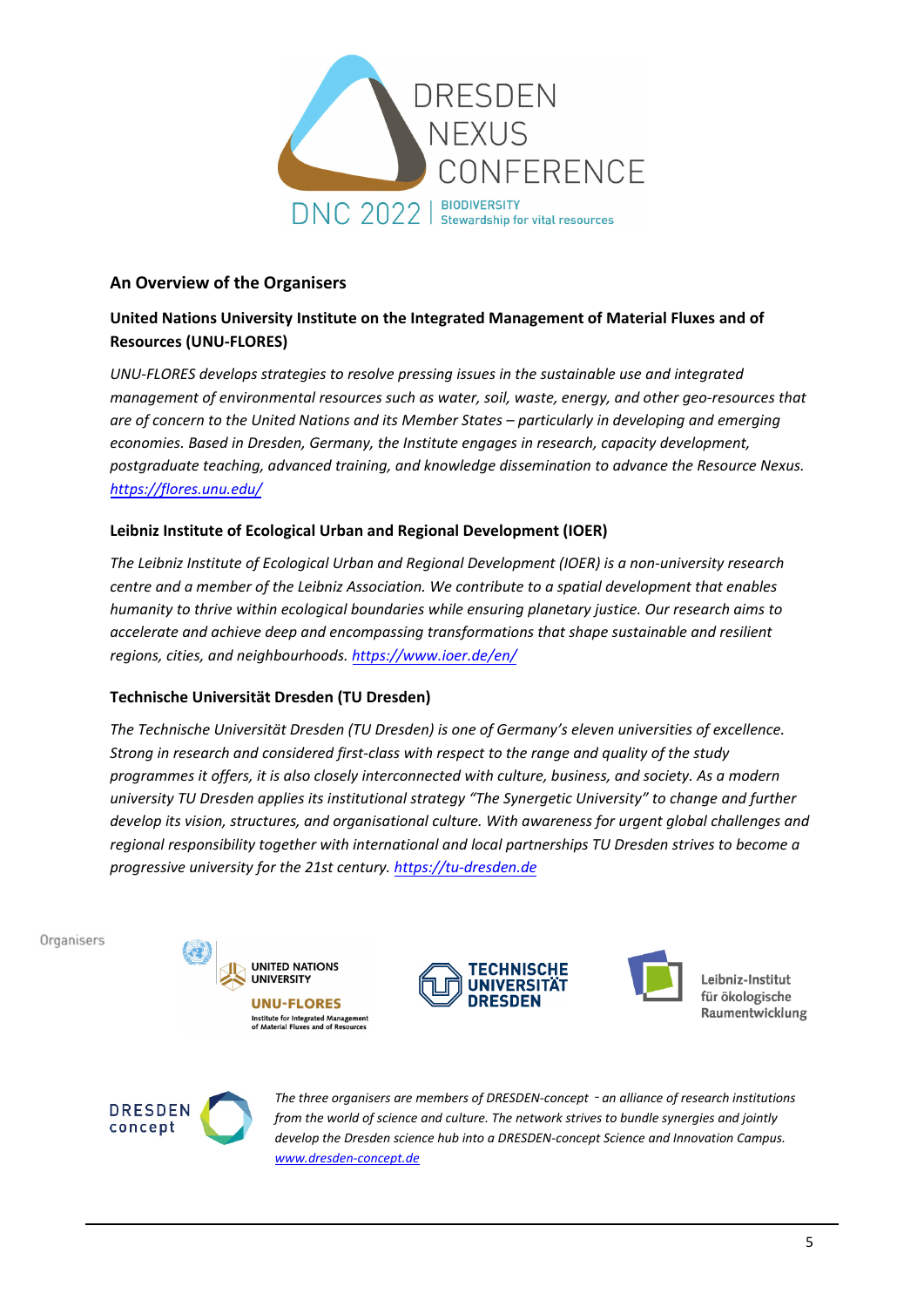## An Overview of the Organisers

### United Nations University Institute on the Integrated Management of Material Fluxes and of Resources (UNU-FLORES)

*UNU-FLORES develops strategies to resolve pressing issues in the sustainable use and integrated management of environmental resources such as water, soil, waste, energy, and other geo-resources that are of concern to the United Nations and its Member States – particularly in developing and emerging economies. Based in Dresden, Germany, the Institute engages in research, capacity development, postgraduate teaching, advanced training, and knowledge dissemination to advance the Resource Nexus.* https://flores.unu.edu/

### Leibniz Institute of Ecological Urban and Regional Development (IOER)

*The Leibniz Institute of Ecological Urban and Regional Development (IOER) is a non-university research centre and a member of the Leibniz Association. We contribute to a spatial development that enables humanity to thrive within ecological boundaries while ensuring planetary justice. Our research aims to accelerate and achieve deep and encompassing transformations that shape sustainable and resilient regions, cities, and neighbourhoods.* https://www.ioer.de/en/

### Technische Universität Dresden (TU Dresden)

*The Technische Universität Dresden (TU Dresden) is one of Germany's eleven universities of excellence. Strong in research and considered first-class with respect to the range and quality of the study programmes it offers, it is also closely interconnected with culture, business, and society. As a modern university TU Dresden applies its institutional strategy "The Synergetic University" to change and further develop its vision, structures, and organisational culture. With awareness for urgent global challenges and regional responsibility together with international and local partnerships TU Dresden strives to become a progressive university for the 21st century.* https://tu-dresden.de

Organisers

*The three organisers are members of DRESDEN-concept - an alliance of research institutions from the world of science and culture. The network strives to bundle synergies and jointly develop the Dresden science hub into a DRESDEN-concept Science and Innovation Campus.* www.dresden-concept.de